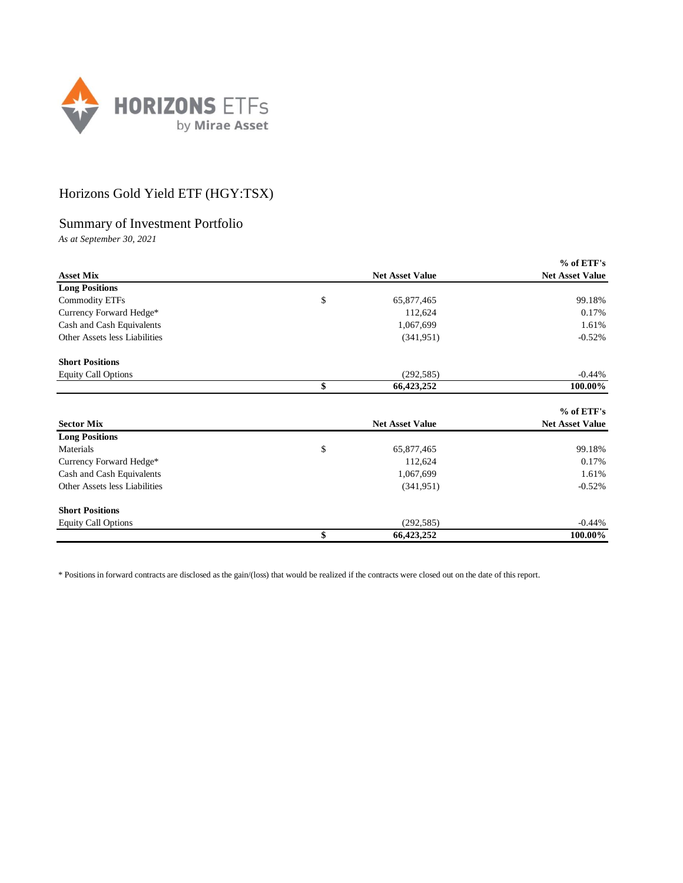# Horizons Gold Yield ETF (HGY:TSX)

## Summary of Investment Portfolio

*As at September 30, 2021*

| Asset Mix | | Net Asset Value | % of ETF's Net Asset Value |
|---|---|---|---|
| **Long Positions** | | | |
| Commodity ETFs | $ | 65,877,465 | 99.18% |
| Currency Forward Hedge* | | 112,624 | 0.17% |
| Cash and Cash Equivalents | | 1,067,699 | 1.61% |
| Other Assets less Liabilities | | (341,951) | -0.52% |
| **Short Positions** | | | |
| Equity Call Options | | (292,585) | -0.44% |
| | **$** | **66,423,252** | **100.00%** |

| Sector Mix | | Net Asset Value | % of ETF's Net Asset Value |
|---|---|---|---|
| **Long Positions** | | | |
| Materials | $ | 65,877,465 | 99.18% |
| Currency Forward Hedge* | | 112,624 | 0.17% |
| Cash and Cash Equivalents | | 1,067,699 | 1.61% |
| Other Assets less Liabilities | | (341,951) | -0.52% |
| **Short Positions** | | | |
| Equity Call Options | | (292,585) | -0.44% |
| | **$** | **66,423,252** | **100.00%** |

* Positions in forward contracts are disclosed as the gain/(loss) that would be realized if the contracts were closed out on the date of this report.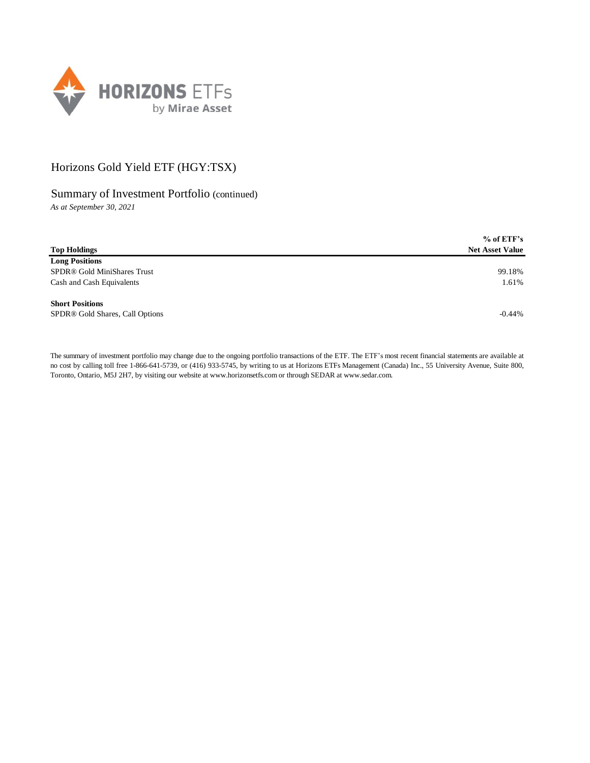# Horizons Gold Yield ETF (HGY:TSX)

## Summary of Investment Portfolio (continued)

*As at September 30, 2021*

| Top Holdings | % of ETF's Net Asset Value |
|---|---|
| **Long Positions** | |
| SPDR® Gold MiniShares Trust | 99.18% |
| Cash and Cash Equivalents | 1.61% |
| | |
| **Short Positions** | |
| SPDR® Gold Shares, Call Options | -0.44% |

The summary of investment portfolio may change due to the ongoing portfolio transactions of the ETF. The ETF's most recent financial statements are available at no cost by calling toll free 1-866-641-5739, or (416) 933-5745, by writing to us at Horizons ETFs Management (Canada) Inc., 55 University Avenue, Suite 800, Toronto, Ontario, M5J 2H7, by visiting our website at www.horizonsetfs.com or through SEDAR at www.sedar.com.